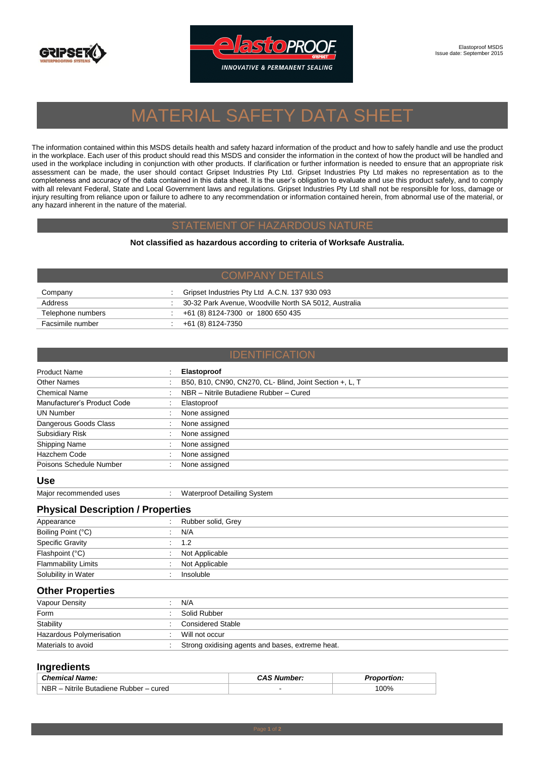Elastoproof MSDS
Issue date: September 2015

# MATERIAL SAFETY DATA SHEET

The information contained within this MSDS details health and safety hazard information of the product and how to safely handle and use the product in the workplace. Each user of this product should read this MSDS and consider the information in the context of how the product will be handled and used in the workplace including in conjunction with other products. If clarification or further information is needed to ensure that an appropriate risk assessment can be made, the user should contact Gripset Industries Pty Ltd. Gripset Industries Pty Ltd makes no representation as to the completeness and accuracy of the data contained in this data sheet. It is the user's obligation to evaluate and use this product safely, and to comply with all relevant Federal, State and Local Government laws and regulations. Gripset Industries Pty Ltd shall not be responsible for loss, damage or injury resulting from reliance upon or failure to adhere to any recommendation or information contained herein, from abnormal use of the material, or any hazard inherent in the nature of the material.

## STATEMENT OF HAZARDOUS NATURE

**Not classified as hazardous according to criteria of Worksafe Australia.**

## COMPANY DETAILS

| | | |
|---|---|---|
| Company | : | Gripset Industries Pty Ltd A.C.N. 137 930 093 |
| Address | : | 30-32 Park Avenue, Woodville North SA 5012, Australia |
| Telephone numbers | : | +61 (8) 8124-7300 or 1800 650 435 |
| Facsimile number | : | +61 (8) 8124-7350 |

## IDENTIFICATION

| | | |
|---|---|---|
| Product Name | : | **Elastoproof** |
| Other Names | : | B50, B10, CN90, CN270, CL- Blind, Joint Section +, L, T |
| Chemical Name | : | NBR – Nitrile Butadiene Rubber – Cured |
| Manufacturer's Product Code | : | Elastoproof |
| UN Number | : | None assigned |
| Dangerous Goods Class | : | None assigned |
| Subsidiary Risk | : | None assigned |
| Shipping Name | : | None assigned |
| Hazchem Code | : | None assigned |
| Poisons Schedule Number | : | None assigned |

### Use

| | | |
|---|---|---|
| Major recommended uses | : | Waterproof Detailing System |

### Physical Description / Properties

| | | |
|---|---|---|
| Appearance | : | Rubber solid, Grey |
| Boiling Point (°C) | : | N/A |
| Specific Gravity | : | 1.2 |
| Flashpoint (°C) | : | Not Applicable |
| Flammability Limits | : | Not Applicable |
| Solubility in Water | : | Insoluble |

### Other Properties

| | | |
|---|---|---|
| Vapour Density | : | N/A |
| Form | : | Solid Rubber |
| Stability | : | Considered Stable |
| Hazardous Polymerisation | : | Will not occur |
| Materials to avoid | : | Strong oxidising agents and bases, extreme heat. |

### Ingredients

| *Chemical Name:* | *CAS Number:* | *Proportion:* |
|---|---|---|
| NBR – Nitrile Butadiene Rubber – cured | - | 100% |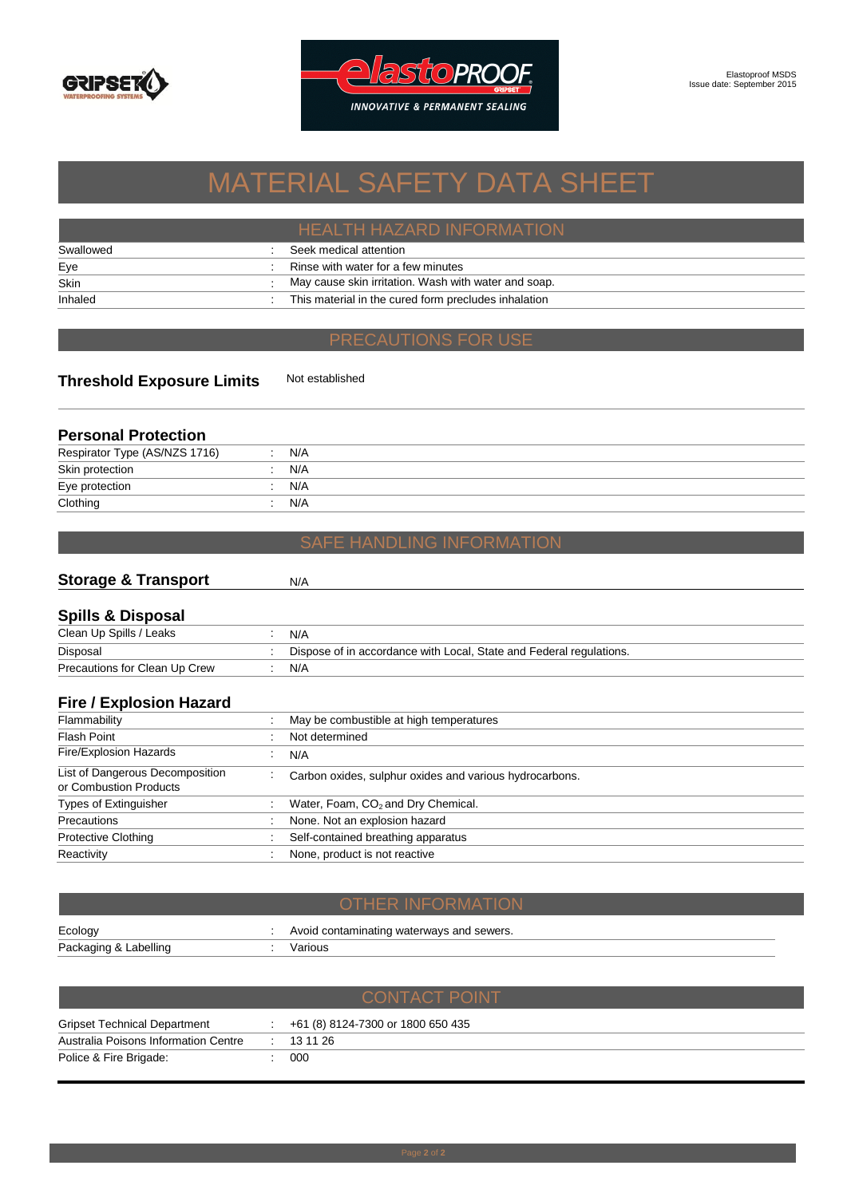# MATERIAL SAFETY DATA SHEET

## HEALTH HAZARD INFORMATION

| | | |
|---|---|---|
| Swallowed | : | Seek medical attention |
| Eye | : | Rinse with water for a few minutes |
| Skin | : | May cause skin irritation. Wash with water and soap. |
| Inhaled | : | This material in the cured form precludes inhalation |

## PRECAUTIONS FOR USE

**Threshold Exposure Limits** Not established

### Personal Protection

| | | |
|---|---|---|
| Respirator Type (AS/NZS 1716) | : | N/A |
| Skin protection | : | N/A |
| Eye protection | : | N/A |
| Clothing | : | N/A |

## SAFE HANDLING INFORMATION

**Storage & Transport** N/A

### Spills & Disposal

| | | |
|---|---|---|
| Clean Up Spills / Leaks | : | N/A |
| Disposal | : | Dispose of in accordance with Local, State and Federal regulations. |
| Precautions for Clean Up Crew | : | N/A |

### Fire / Explosion Hazard

| | | |
|---|---|---|
| Flammability | : | May be combustible at high temperatures |
| Flash Point | : | Not determined |
| Fire/Explosion Hazards | : | N/A |
| List of Dangerous Decomposition or Combustion Products | : | Carbon oxides, sulphur oxides and various hydrocarbons. |
| Types of Extinguisher | : | Water, Foam, $CO_2$ and Dry Chemical. |
| Precautions | : | None. Not an explosion hazard |
| Protective Clothing | : | Self-contained breathing apparatus |
| Reactivity | : | None, product is not reactive |

## OTHER INFORMATION

| | | |
|---|---|---|
| Ecology | : | Avoid contaminating waterways and sewers. |
| Packaging & Labelling | : | Various |

## CONTACT POINT

| | | |
|---|---|---|
| Gripset Technical Department | : | +61 (8) 8124-7300 or 1800 650 435 |
| Australia Poisons Information Centre | : | 13 11 26 |
| Police & Fire Brigade: | : | 000 |